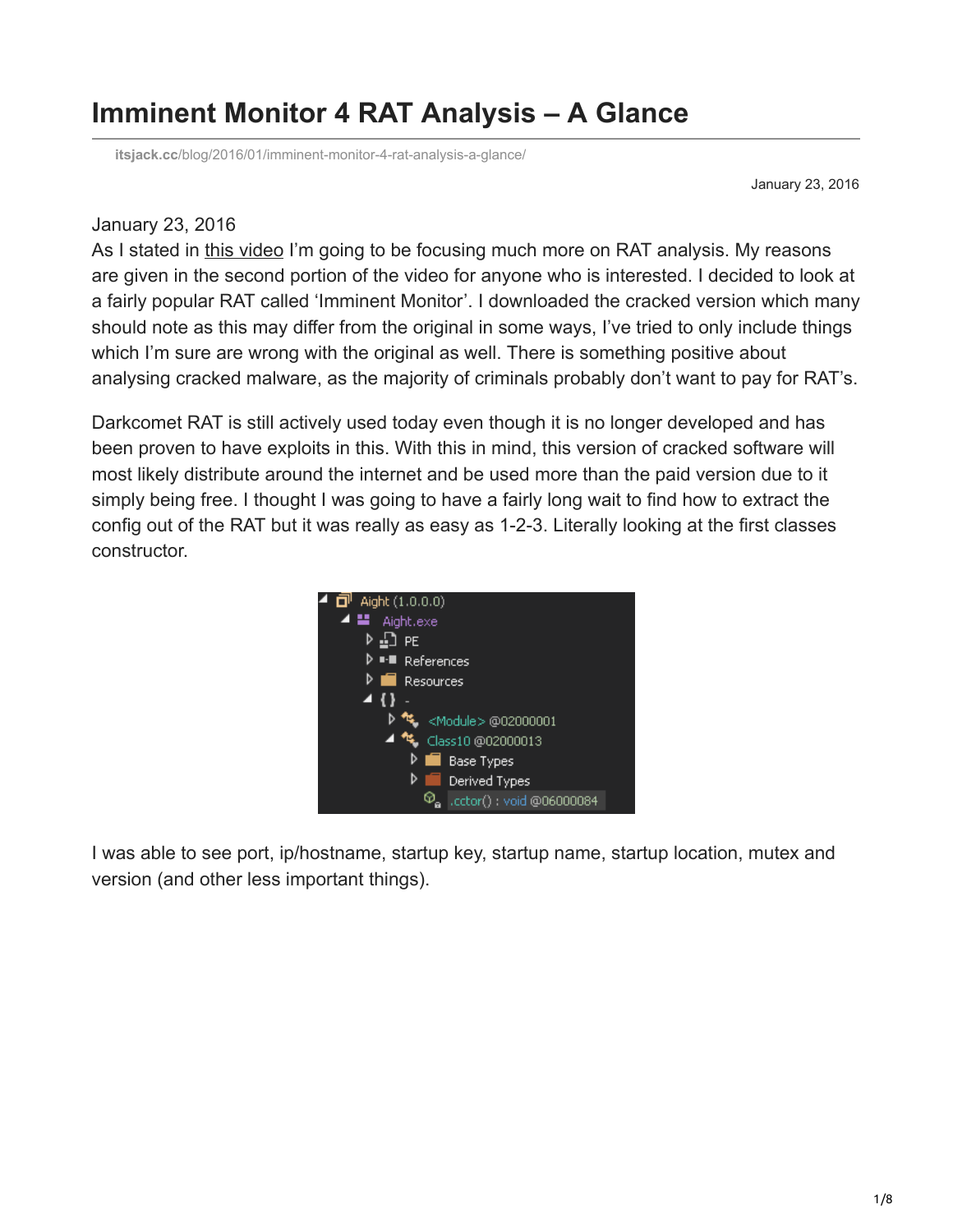# Imminent Monitor 4 RAT Analysis – A Glance

itsjack.cc/blog/2016/01/imminent-monitor-4-rat-analysis-a-glance/

January 23, 2016

January 23, 2016

As I stated in this video I'm going to be focusing much more on RAT analysis. My reasons are given in the second portion of the video for anyone who is interested. I decided to look at a fairly popular RAT called 'Imminent Monitor'. I downloaded the cracked version which many should note as this may differ from the original in some ways, I've tried to only include things which I'm sure are wrong with the original as well. There is something positive about analysing cracked malware, as the majority of criminals probably don't want to pay for RAT's.

Darkcomet RAT is still actively used today even though it is no longer developed and has been proven to have exploits in this. With this in mind, this version of cracked software will most likely distribute around the internet and be used more than the paid version due to it simply being free. I thought I was going to have a fairly long wait to find how to extract the config out of the RAT but it was really as easy as 1-2-3. Literally looking at the first classes constructor.

```
Aight (1.0.0.0)
  Aight.exe
    PE
    References
    Resources
    { } -
      <Module> @02000001
      Class10 @02000013
        Base Types
        Derived Types
        .cctor() : void @06000084
```

I was able to see port, ip/hostname, startup key, startup name, startup location, mutex and version (and other less important things).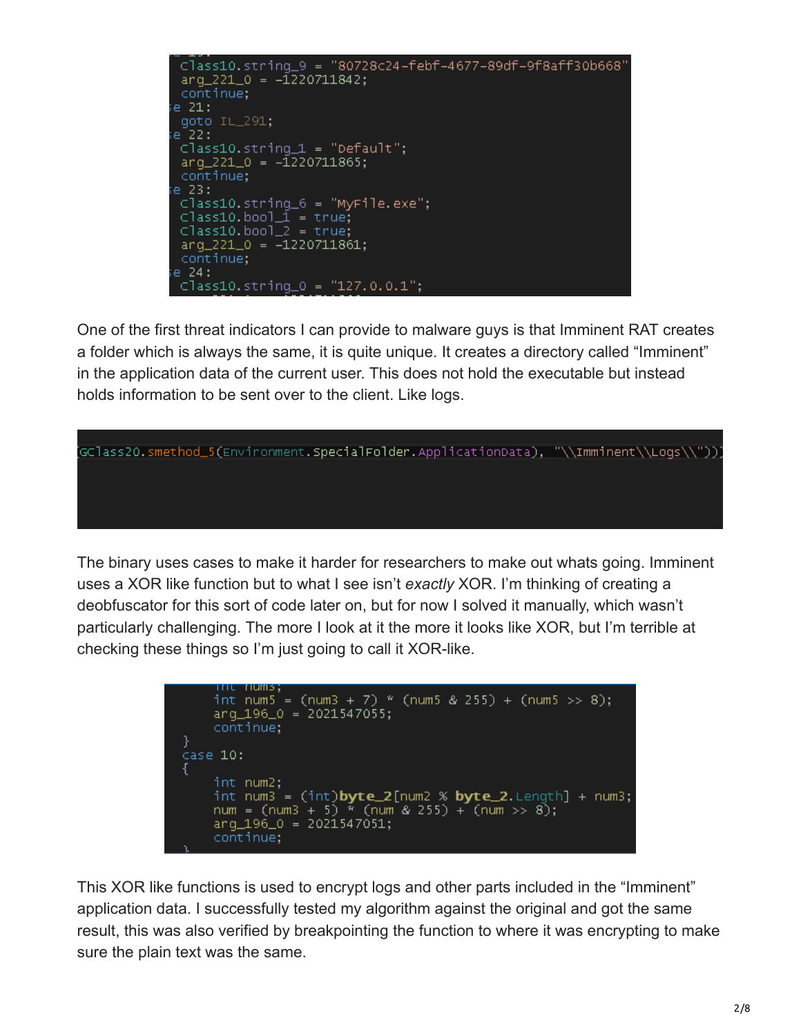```
Class10.string_9 = "80728c24-febf-4677-89df-9f8aff30b668"
arg_221_0 = -1220711842;
continue;
se 21:
goto IL_291;
se 22:
Class10.string_1 = "Default";
arg_221_0 = -1220711865;
continue;
se 23:
Class10.string_6 = "MyFile.exe";
Class10.bool_1 = true;
Class10.bool_2 = true;
arg_221_0 = -1220711861;
continue;
se 24:
Class10.string_0 = "127.0.0.1";
```

One of the first threat indicators I can provide to malware guys is that Imminent RAT creates a folder which is always the same, it is quite unique. It creates a directory called "Imminent" in the application data of the current user. This does not hold the executable but instead holds information to be sent over to the client. Like logs.

```
GClass20.smethod_5(Environment.SpecialFolder.ApplicationData), "\\Imminent\\Logs\\"))
```

The binary uses cases to make it harder for researchers to make out whats going. Imminent uses a XOR like function but to what I see isn't *exactly* XOR. I'm thinking of creating a deobfuscator for this sort of code later on, but for now I solved it manually, which wasn't particularly challenging. The more I look at it the more it looks like XOR, but I'm terrible at checking these things so I'm just going to call it XOR-like.

```
    int num3;
    int num5 = (num3 + 7) * (num5 & 255) + (num5 >> 8);
    arg_196_0 = 2021547055;
    continue;
}
case 10:
{
    int num2;
    int num3 = (int)byte_2[num2 % byte_2.Length] + num3;
    num = (num3 + 5) * (num & 255) + (num >> 8);
    arg_196_0 = 2021547051;
    continue;
}
```

This XOR like functions is used to encrypt logs and other parts included in the "Imminent" application data. I successfully tested my algorithm against the original and got the same result, this was also verified by breakpointing the function to where it was encrypting to make sure the plain text was the same.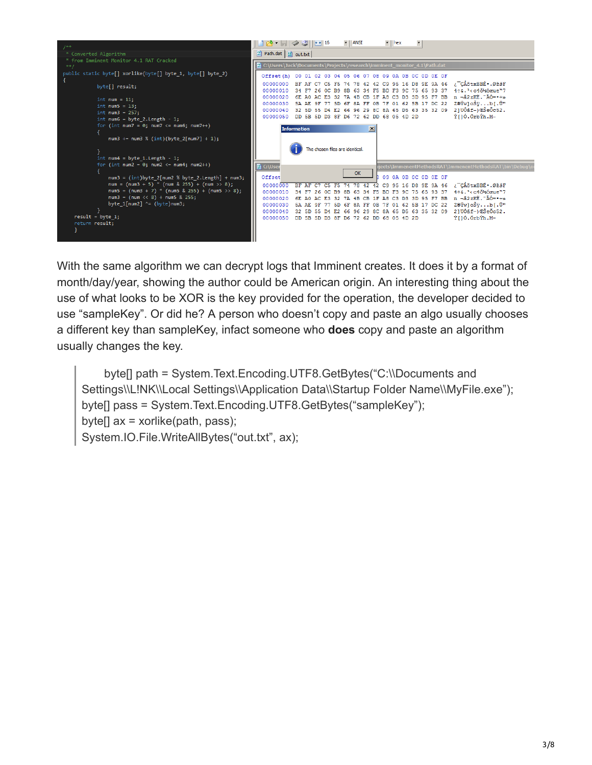```
/**
 * Converted Algorithm
 * from Imminent Monitor 4.1 RAT Cracked
 **/
public static byte[] xorlike(byte[] byte_1, byte[] byte_2)
{
        byte[] result;

        int num = 11;
        int num5 = 13;
        int num3 = 257;
        int num6 = byte_2.Length - 1;
        for (int num7 = 0; num7 <= num6; num7++)
        {
            num3 += num3 % (int)(byte_2[num7] + 1);

        }
        int num4 = byte_1.Length - 1;
        for (int num2 = 0; num2 <= num4; num2++)
        {
            num3 = (int)byte_2[num2 % byte_2.Length] + num3;
            num = (num3 + 5) * (num & 255) + (num >> 8);
            num5 = (num3 + 7) * (num5 & 255) + (num5 >> 8);
            num3 = (num << 8) + num5 & 255;
            byte_1[num2] ^= (byte)num3;
        }
    result = byte_1;
    return result;
}
```

With the same algorithm we can decrypt logs that Imminent creates. It does it by a format of month/day/year, showing the author could be American origin. An interesting thing about the use of what looks to be XOR is the key provided for the operation, the developer decided to use "sampleKey". Or did he? A person who doesn't copy and paste an algo usually chooses a different key than sampleKey, infact someone who **does** copy and paste an algorithm usually changes the key.

> byte[] path = System.Text.Encoding.UTF8.GetBytes("C:\\Documents and Settings\\L!NK\\Local Settings\\Application Data\\Startup Folder Name\\MyFile.exe");
> byte[] pass = System.Text.Encoding.UTF8.GetBytes("sampleKey");
> byte[] ax = xorlike(path, pass);
> System.IO.File.WriteAllBytes("out.txt", ax);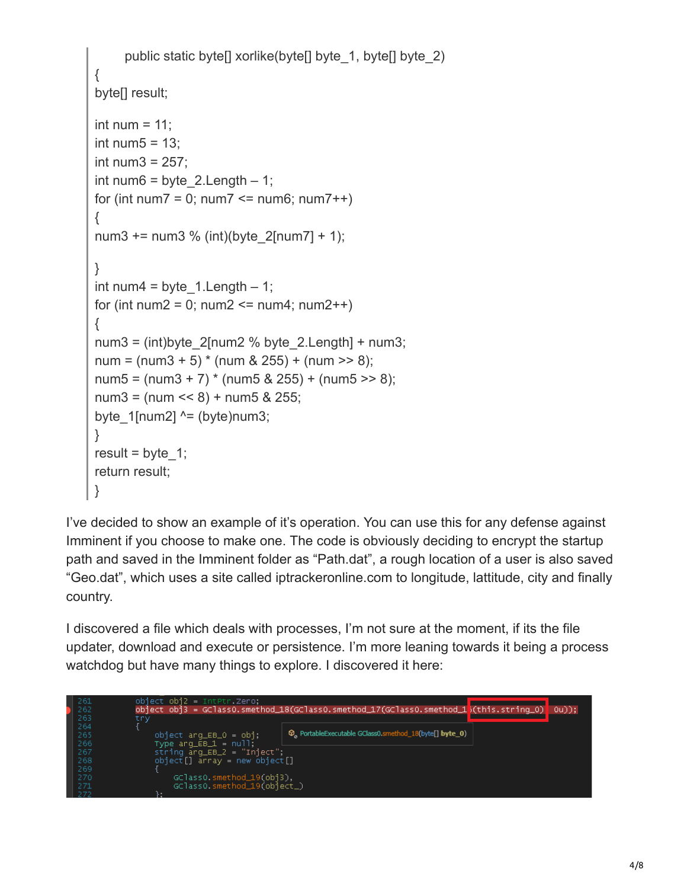```
public static byte[] xorlike(byte[] byte_1, byte[] byte_2)
{
byte[] result;

int num = 11;
int num5 = 13;
int num3 = 257;
int num6 = byte_2.Length – 1;
for (int num7 = 0; num7 <= num6; num7++)
{
num3 += num3 % (int)(byte_2[num7] + 1);

}
int num4 = byte_1.Length – 1;
for (int num2 = 0; num2 <= num4; num2++)
{
num3 = (int)byte_2[num2 % byte_2.Length] + num3;
num = (num3 + 5) * (num & 255) + (num >> 8);
num5 = (num3 + 7) * (num5 & 255) + (num5 >> 8);
num3 = (num << 8) + num5 & 255;
byte_1[num2] ^= (byte)num3;
}
result = byte_1;
return result;
}
```

I've decided to show an example of it's operation. You can use this for any defense against Imminent if you choose to make one. The code is obviously deciding to encrypt the startup path and saved in the Imminent folder as "Path.dat", a rough location of a user is also saved "Geo.dat", which uses a site called iptrackeronline.com to longitude, lattitude, city and finally country.

I discovered a file which deals with processes, I'm not sure at the moment, if its the file updater, download and execute or persistence. I'm more leaning towards it being a process watchdog but have many things to explore. I discovered it here:

```
261    object obj2 = IntPtr.Zero;
262    object obj3 = GClass0.smethod_18(GClass0.smethod_17(GClass0.smethod_1 (this.string_0)  0u));
263    try
264    {
265        object arg_EB_0 = obj;          PortableExecutable GClass0.smethod_18(byte[] byte_0)
266        Type arg_EB_1 = null;
267        string arg_EB_2 = "Inject";
268        object[] array = new object[]
269        {
270            GClass0.smethod_19(obj3),
271            GClass0.smethod_19(object_)
272        };
```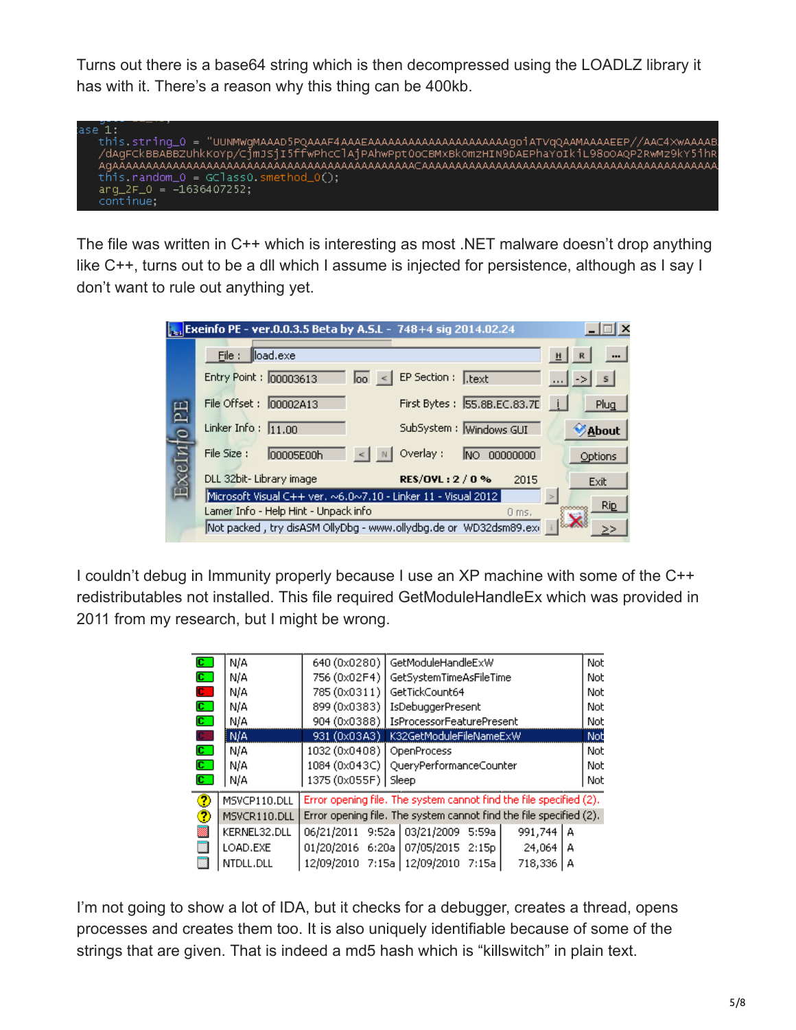Turns out there is a base64 string which is then decompressed using the LOADLZ library it has with it. There's a reason why this thing can be 400kb.

```
ase 1:
    this.string_0 = "UUNMwgMAAAD5PQAAAF4AAAEAAAAAAAAAAAAAAAAAAAAAAgoiATVqQAAMAAAAEEP//AAC4xWAAAAB
    /dAgFCkBBABBZUhkKoYp/CjmJsjI5ffwPhcClAjPAhwPptOoCBMxBkOmzHIN9DAEPhaYoIkiL98oOAQP2RwMz9kY5ihR
    AgAAAAAAAAAAAAAAAAAAAAAAAAAAAAAAAAAAAAAAAAAAAACAAAAAAAAAAAAAAAAAAAAAAAAAAAAAAAAAAAAAAAAAAAAAAA
    this.random_0 = GClass0.smethod_0();
    arg_2F_0 = -1636407252;
    continue;
```

The file was written in C++ which is interesting as most .NET malware doesn't drop anything like C++, turns out to be a dll which I assume is injected for persistence, although as I say I don't want to rule out anything yet.

I couldn't debug in Immunity properly because I use an XP machine with some of the C++ redistributables not installed. This file required GetModuleHandleEx which was provided in 2011 from my research, but I might be wrong.

I'm not going to show a lot of IDA, but it checks for a debugger, creates a thread, opens processes and creates them too. It is also uniquely identifiable because of some of the strings that are given. That is indeed a md5 hash which is "killswitch" in plain text.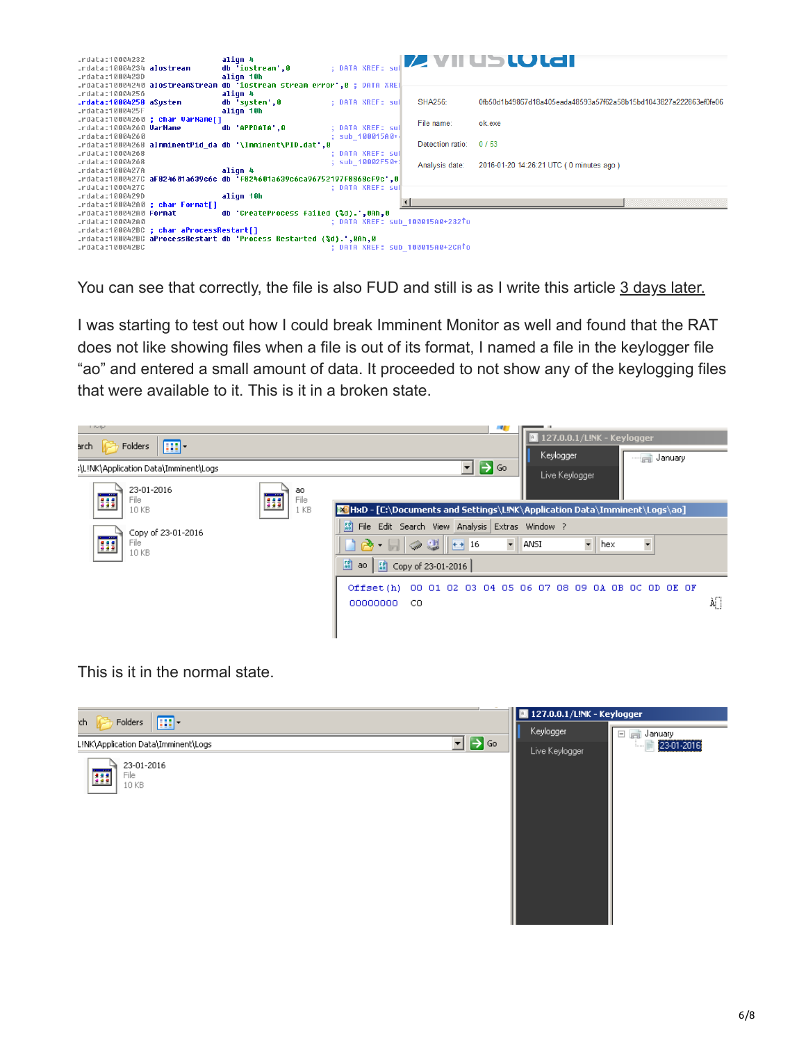You can see that correctly, the file is also FUD and still is as I write this article 3 days later.

I was starting to test out how I could break Imminent Monitor as well and found that the RAT does not like showing files when a file is out of its format, I named a file in the keylogger file "ao" and entered a small amount of data. It proceeded to not show any of the keylogging files that were available to it. This is it in a broken state.

This is it in the normal state.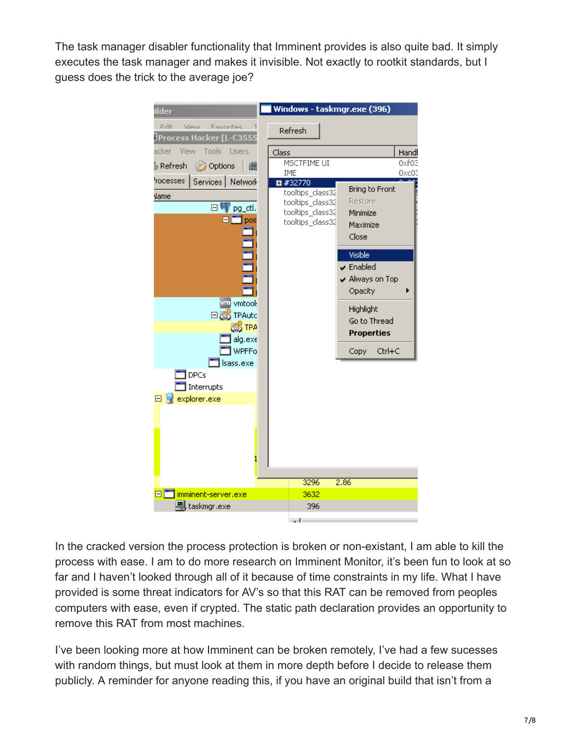The task manager disabler functionality that Imminent provides is also quite bad. It simply executes the task manager and makes it invisible. Not exactly to rootkit standards, but I guess does the trick to the average joe?

In the cracked version the process protection is broken or non-existant, I am able to kill the process with ease. I am to do more research on Imminent Monitor, it's been fun to look at so far and I haven't looked through all of it because of time constraints in my life. What I have provided is some threat indicators for AV's so that this RAT can be removed from peoples computers with ease, even if crypted. The static path declaration provides an opportunity to remove this RAT from most machines.

I've been looking more at how Imminent can be broken remotely, I've had a few sucesses with random things, but must look at them in more depth before I decide to release them publicly. A reminder for anyone reading this, if you have an original build that isn't from a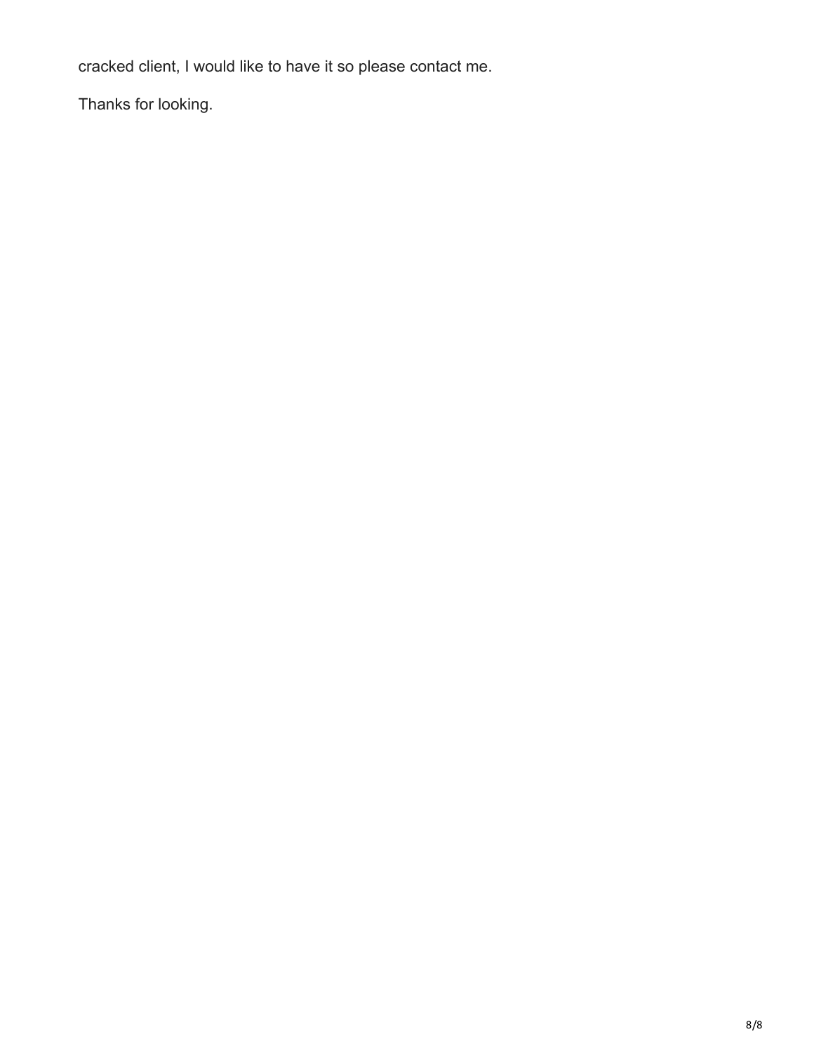cracked client, I would like to have it so please contact me.

Thanks for looking.